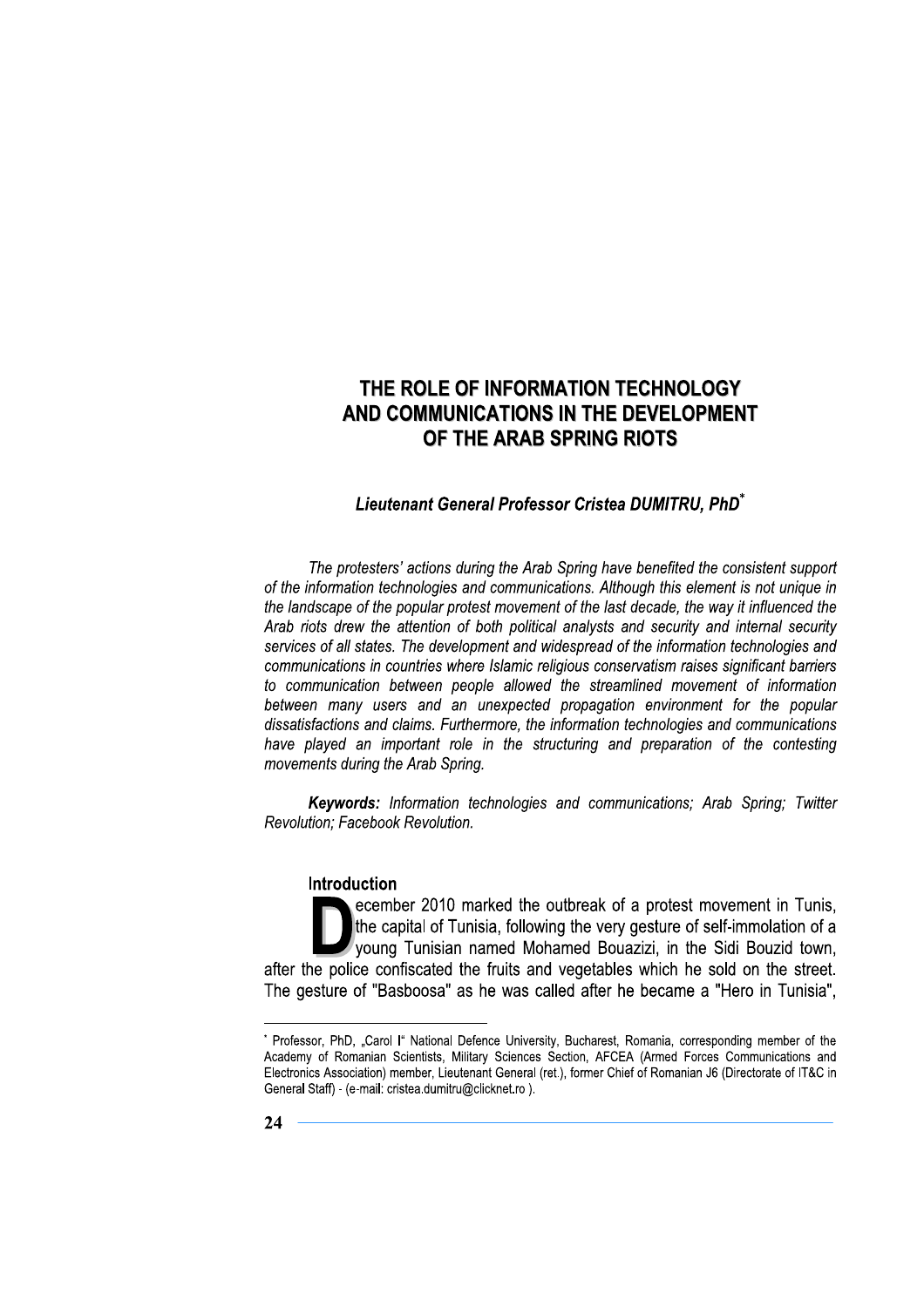# THE ROLE OF INFORMATION TECHNOLOGY AND COMMUNICATIONS IN THE DEVELOPMENT OF THE ARAB SPRING RIOTS

***Lieutenant General Professor Cristea DUMITRU, PhD*** [*]

*The protesters' actions during the Arab Spring have benefited the consistent support of the information technologies and communications. Although this element is not unique in the landscape of the popular protest movement of the last decade, the way it influenced the Arab riots drew the attention of both political analysts and security and internal security services of all states. The development and widespread of the information technologies and communications in countries where Islamic religious conservatism raises significant barriers to communication between people allowed the streamlined movement of information between many users and an unexpected propagation environment for the popular dissatisfactions and claims. Furthermore, the information technologies and communications have played an important role in the structuring and preparation of the contesting movements during the Arab Spring.*

***Keywords:*** *Information technologies and communications; Arab Spring; Twitter Revolution; Facebook Revolution.*

## Introduction

December 2010 marked the outbreak of a protest movement in Tunis, the capital of Tunisia, following the very gesture of self-immolation of a young Tunisian named Mohamed Bouazizi, in the Sidi Bouzid town, after the police confiscated the fruits and vegetables which he sold on the street. The gesture of "Basboosa" as he was called after he became a "Hero in Tunisia",

---

[*] Professor, PhD, „Carol I" National Defence University, Bucharest, Romania, corresponding member of the Academy of Romanian Scientists, Military Sciences Section, AFCEA (Armed Forces Communications and Electronics Association) member, Lieutenant General (ret.), former Chief of Romanian J6 (Directorate of IT&C in General Staff) - (e-mail: cristea.dumitru@clicknet.ro ).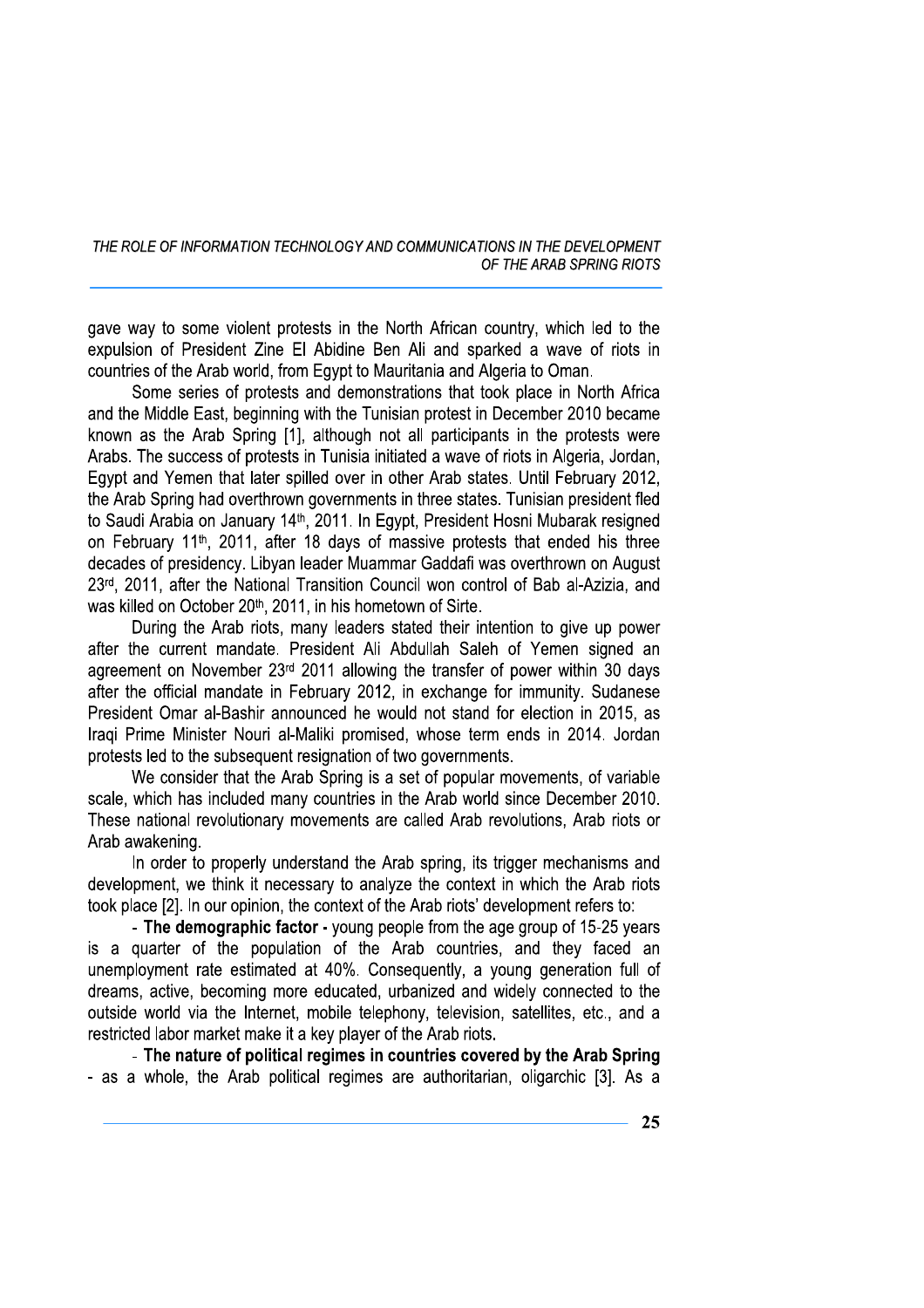gave way to some violent protests in the North African country, which led to the expulsion of President Zine El Abidine Ben Ali and sparked a wave of riots in countries of the Arab world, from Egypt to Mauritania and Algeria to Oman.

Some series of protests and demonstrations that took place in North Africa and the Middle East, beginning with the Tunisian protest in December 2010 became known as the Arab Spring [1], although not all participants in the protests were Arabs. The success of protests in Tunisia initiated a wave of riots in Algeria, Jordan, Egypt and Yemen that later spilled over in other Arab states. Until February 2012, the Arab Spring had overthrown governments in three states. Tunisian president fled to Saudi Arabia on January 14th, 2011. In Egypt, President Hosni Mubarak resigned on February 11th, 2011, after 18 days of massive protests that ended his three decades of presidency. Libyan leader Muammar Gaddafi was overthrown on August 23rd, 2011, after the National Transition Council won control of Bab al-Azizia, and was killed on October 20th, 2011, in his hometown of Sirte.

During the Arab riots, many leaders stated their intention to give up power after the current mandate. President Ali Abdullah Saleh of Yemen signed an agreement on November 23rd 2011 allowing the transfer of power within 30 days after the official mandate in February 2012, in exchange for immunity. Sudanese President Omar al-Bashir announced he would not stand for election in 2015, as Iraqi Prime Minister Nouri al-Maliki promised, whose term ends in 2014. Jordan protests led to the subsequent resignation of two governments.

We consider that the Arab Spring is a set of popular movements, of variable scale, which has included many countries in the Arab world since December 2010. These national revolutionary movements are called Arab revolutions, Arab riots or Arab awakening.

In order to properly understand the Arab spring, its trigger mechanisms and development, we think it necessary to analyze the context in which the Arab riots took place [2]. In our opinion, the context of the Arab riots' development refers to:

- **The demographic factor -** young people from the age group of 15-25 years is a quarter of the population of the Arab countries, and they faced an unemployment rate estimated at 40%. Consequently, a young generation full of dreams, active, becoming more educated, urbanized and widely connected to the outside world via the Internet, mobile telephony, television, satellites, etc., and a restricted labor market make it a key player of the Arab riots.

- **The nature of political regimes in countries covered by the Arab Spring** - as a whole, the Arab political regimes are authoritarian, oligarchic [3]. As a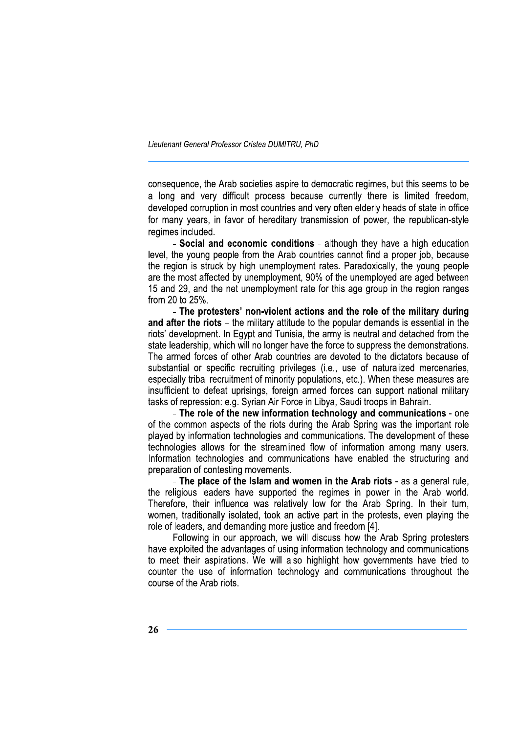consequence, the Arab societies aspire to democratic regimes, but this seems to be a long and very difficult process because currently there is limited freedom, developed corruption in most countries and very often elderly heads of state in office for many years, in favor of hereditary transmission of power, the republican-style regimes included.

- **Social and economic conditions** - although they have a high education level, the young people from the Arab countries cannot find a proper job, because the region is struck by high unemployment rates. Paradoxically, the young people are the most affected by unemployment, 90% of the unemployed are aged between 15 and 29, and the net unemployment rate for this age group in the region ranges from 20 to 25%.

- **The protesters' non-violent actions and the role of the military during and after the riots** – the military attitude to the popular demands is essential in the riots' development. In Egypt and Tunisia, the army is neutral and detached from the state leadership, which will no longer have the force to suppress the demonstrations. The armed forces of other Arab countries are devoted to the dictators because of substantial or specific recruiting privileges (i.e., use of naturalized mercenaries, especially tribal recruitment of minority populations, etc.). When these measures are insufficient to defeat uprisings, foreign armed forces can support national military tasks of repression: e.g. Syrian Air Force in Libya, Saudi troops in Bahrain.

- **The role of the new information technology and communications** - one of the common aspects of the riots during the Arab Spring was the important role played by information technologies and communications. The development of these technologies allows for the streamlined flow of information among many users. Information technologies and communications have enabled the structuring and preparation of contesting movements.

- **The place of the Islam and women in the Arab riots** - as a general rule, the religious leaders have supported the regimes in power in the Arab world. Therefore, their influence was relatively low for the Arab Spring. In their turn, women, traditionally isolated, took an active part in the protests, even playing the role of leaders, and demanding more justice and freedom [4].

Following in our approach, we will discuss how the Arab Spring protesters have exploited the advantages of using information technology and communications to meet their aspirations. We will also highlight how governments have tried to counter the use of information technology and communications throughout the course of the Arab riots.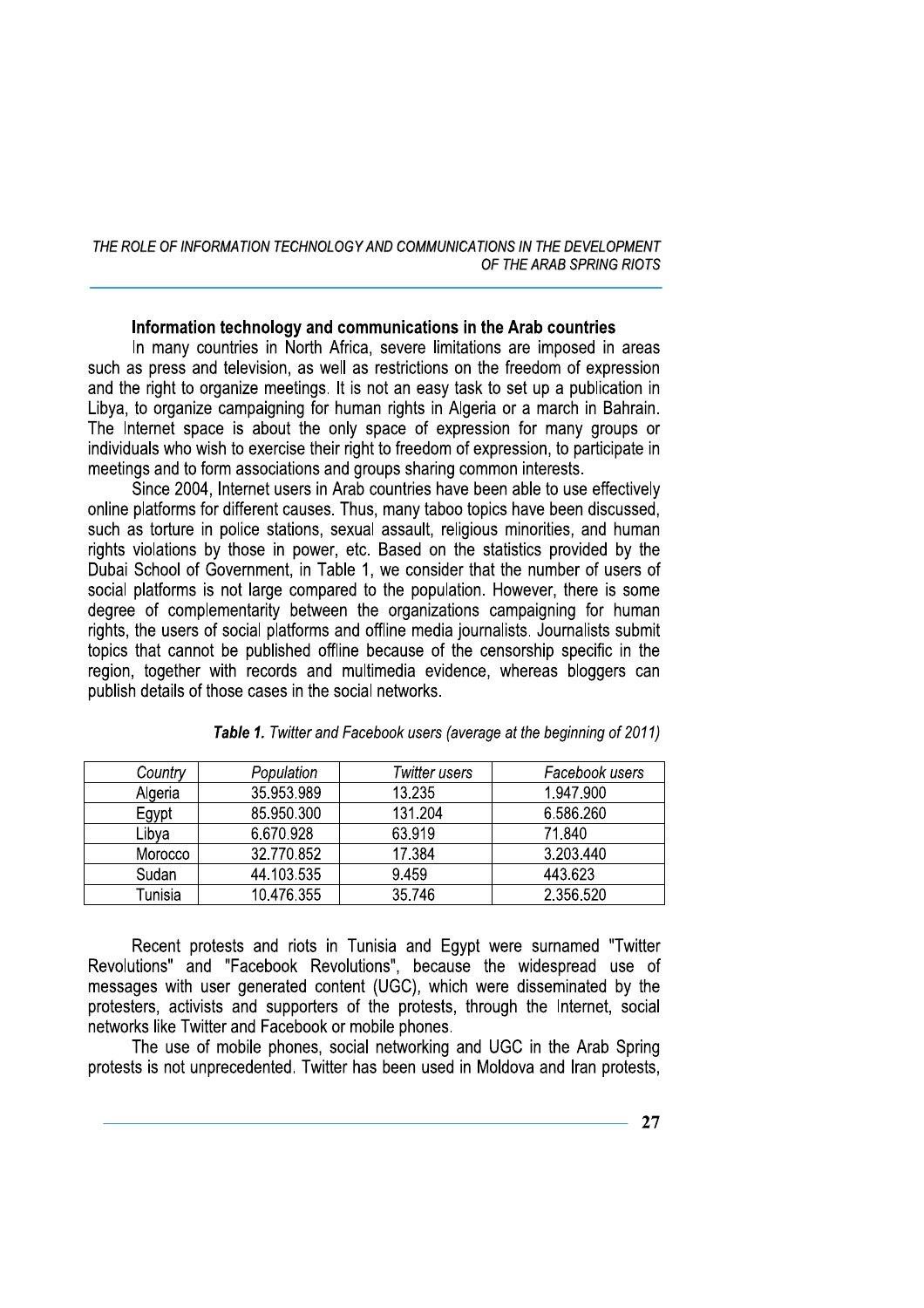## Information technology and communications in the Arab countries

In many countries in North Africa, severe limitations are imposed in areas such as press and television, as well as restrictions on the freedom of expression and the right to organize meetings. It is not an easy task to set up a publication in Libya, to organize campaigning for human rights in Algeria or a march in Bahrain. The Internet space is about the only space of expression for many groups or individuals who wish to exercise their right to freedom of expression, to participate in meetings and to form associations and groups sharing common interests.

Since 2004, Internet users in Arab countries have been able to use effectively online platforms for different causes. Thus, many taboo topics have been discussed, such as torture in police stations, sexual assault, religious minorities, and human rights violations by those in power, etc. Based on the statistics provided by the Dubai School of Government, in Table 1, we consider that the number of users of social platforms is not large compared to the population. However, there is some degree of complementarity between the organizations campaigning for human rights, the users of social platforms and offline media journalists. Journalists submit topics that cannot be published offline because of the censorship specific in the region, together with records and multimedia evidence, whereas bloggers can publish details of those cases in the social networks.

***Table 1.*** *Twitter and Facebook users (average at the beginning of 2011)*

| *Country* | *Population* | *Twitter users* | *Facebook users* |
|---|---|---|---|
| Algeria | 35.953.989 | 13.235 | 1.947.900 |
| Egypt | 85.950.300 | 131.204 | 6.586.260 |
| Libya | 6.670.928 | 63.919 | 71.840 |
| Morocco | 32.770.852 | 17.384 | 3.203.440 |
| Sudan | 44.103.535 | 9.459 | 443.623 |
| Tunisia | 10.476.355 | 35.746 | 2.356.520 |

Recent protests and riots in Tunisia and Egypt were surnamed "Twitter Revolutions" and "Facebook Revolutions", because the widespread use of messages with user generated content (UGC), which were disseminated by the protesters, activists and supporters of the protests, through the Internet, social networks like Twitter and Facebook or mobile phones.

The use of mobile phones, social networking and UGC in the Arab Spring protests is not unprecedented. Twitter has been used in Moldova and Iran protests,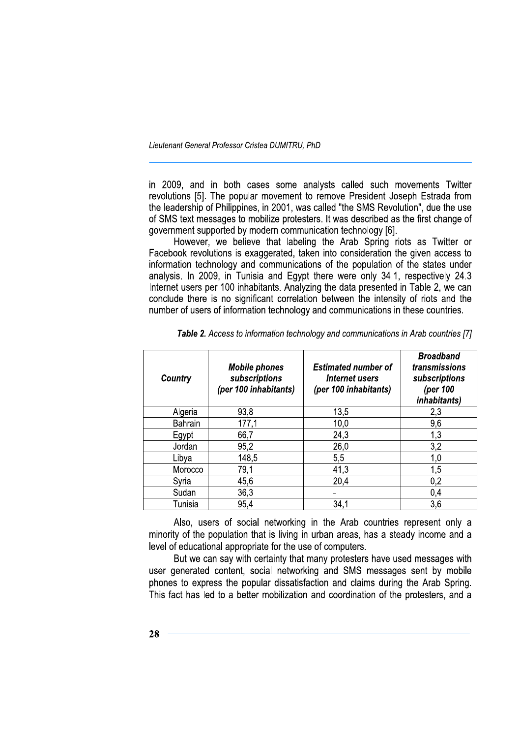in 2009, and in both cases some analysts called such movements Twitter revolutions [5]. The popular movement to remove President Joseph Estrada from the leadership of Philippines, in 2001, was called "the SMS Revolution", due the use of SMS text messages to mobilize protesters. It was described as the first change of government supported by modern communication technology [6].

However, we believe that labeling the Arab Spring riots as Twitter or Facebook revolutions is exaggerated, taken into consideration the given access to information technology and communications of the population of the states under analysis. In 2009, in Tunisia and Egypt there were only 34.1, respectively 24.3 Internet users per 100 inhabitants. Analyzing the data presented in Table 2, we can conclude there is no significant correlation between the intensity of riots and the number of users of information technology and communications in these countries.

***Table 2.*** *Access to information technology and communications in Arab countries [7]*

| **Country** | **Mobile phones subscriptions (per 100 inhabitants)** | **Estimated number of Internet users (per 100 inhabitants)** | **Broadband transmissions subscriptions (per 100 inhabitants)** |
|---|---|---|---|
| Algeria | 93,8 | 13,5 | 2,3 |
| Bahrain | 177,1 | 10,0 | 9,6 |
| Egypt | 66,7 | 24,3 | 1,3 |
| Jordan | 95,2 | 26,0 | 3,2 |
| Libya | 148,5 | 5,5 | 1,0 |
| Morocco | 79,1 | 41,3 | 1,5 |
| Syria | 45,6 | 20,4 | 0,2 |
| Sudan | 36,3 | - | 0,4 |
| Tunisia | 95,4 | 34,1 | 3,6 |

Also, users of social networking in the Arab countries represent only a minority of the population that is living in urban areas, has a steady income and a level of educational appropriate for the use of computers.

But we can say with certainty that many protesters have used messages with user generated content, social networking and SMS messages sent by mobile phones to express the popular dissatisfaction and claims during the Arab Spring. This fact has led to a better mobilization and coordination of the protesters, and a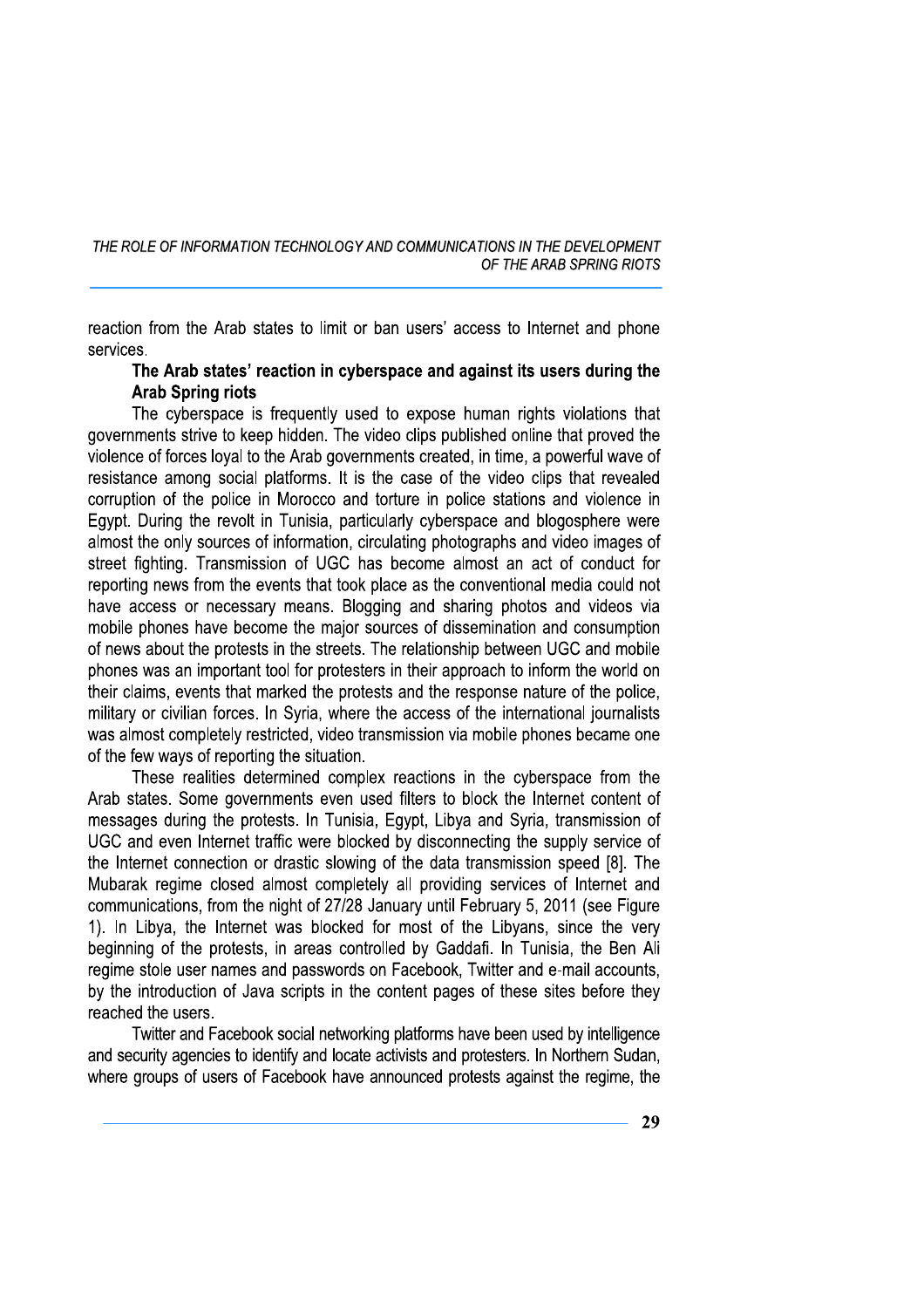reaction from the Arab states to limit or ban users' access to Internet and phone services.

**The Arab states' reaction in cyberspace and against its users during the Arab Spring riots**

The cyberspace is frequently used to expose human rights violations that governments strive to keep hidden. The video clips published online that proved the violence of forces loyal to the Arab governments created, in time, a powerful wave of resistance among social platforms. It is the case of the video clips that revealed corruption of the police in Morocco and torture in police stations and violence in Egypt. During the revolt in Tunisia, particularly cyberspace and blogosphere were almost the only sources of information, circulating photographs and video images of street fighting. Transmission of UGC has become almost an act of conduct for reporting news from the events that took place as the conventional media could not have access or necessary means. Blogging and sharing photos and videos via mobile phones have become the major sources of dissemination and consumption of news about the protests in the streets. The relationship between UGC and mobile phones was an important tool for protesters in their approach to inform the world on their claims, events that marked the protests and the response nature of the police, military or civilian forces. In Syria, where the access of the international journalists was almost completely restricted, video transmission via mobile phones became one of the few ways of reporting the situation.

These realities determined complex reactions in the cyberspace from the Arab states. Some governments even used filters to block the Internet content of messages during the protests. In Tunisia, Egypt, Libya and Syria, transmission of UGC and even Internet traffic were blocked by disconnecting the supply service of the Internet connection or drastic slowing of the data transmission speed [8]. The Mubarak regime closed almost completely all providing services of Internet and communications, from the night of 27/28 January until February 5, 2011 (see Figure 1). In Libya, the Internet was blocked for most of the Libyans, since the very beginning of the protests, in areas controlled by Gaddafi. In Tunisia, the Ben Ali regime stole user names and passwords on Facebook, Twitter and e-mail accounts, by the introduction of Java scripts in the content pages of these sites before they reached the users.

Twitter and Facebook social networking platforms have been used by intelligence and security agencies to identify and locate activists and protesters. In Northern Sudan, where groups of users of Facebook have announced protests against the regime, the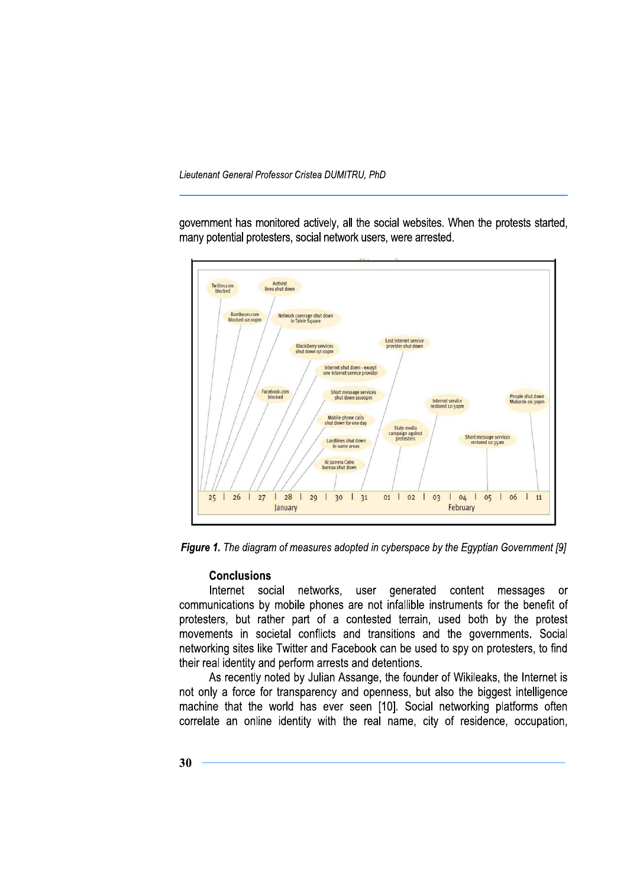government has monitored actively, all the social websites. When the protests started, many potential protesters, social network users, were arrested.

Twitter.com blocked

Activist lines shut down

Bambuser.com blocked 02:00pm

Network coverage shut down in Tahrir Square

BlackBerry services shut down 07:00pm

Last internet service provider shut down

Internet shut down - except one internet service provider

Facebook.com blocked

Short message services shut down 10:00pm

Internet service restored 12:30pm

People shut down Mubarak 06:30pm

Mobile phone calls shut down for one day

State media campaign against protesters

Landlines shut down in some areas

Short message services restored 12:35am

Al Jazeera Cairo bureau shut down

25 | 26 | 27 | 28 | 29 | 30 | 31 01 | 02 | 03 | 04 | 05 | 06 | 11

January February

***Figure 1.*** *The diagram of measures adopted in cyberspace by the Egyptian Government [9]*

## Conclusions

Internet social networks, user generated content messages or communications by mobile phones are not infallible instruments for the benefit of protesters, but rather part of a contested terrain, used both by the protest movements in societal conflicts and transitions and the governments. Social networking sites like Twitter and Facebook can be used to spy on protesters, to find their real identity and perform arrests and detentions.

As recently noted by Julian Assange, the founder of Wikileaks, the Internet is not only a force for transparency and openness, but also the biggest intelligence machine that the world has ever seen [10]. Social networking platforms often correlate an online identity with the real name, city of residence, occupation,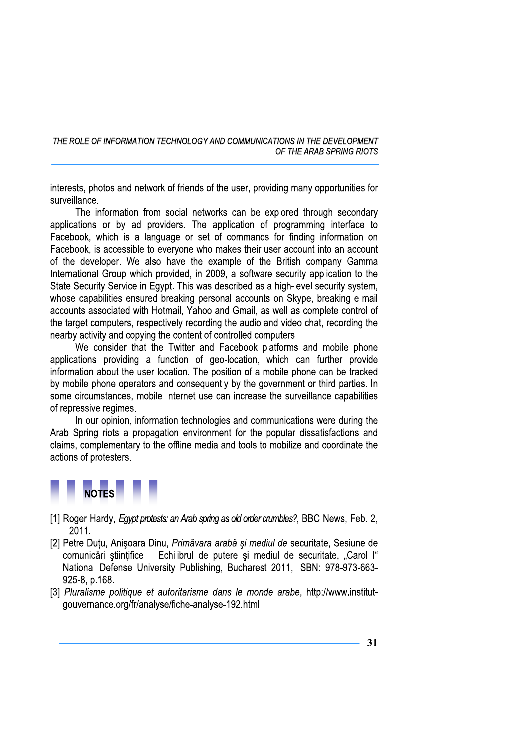interests, photos and network of friends of the user, providing many opportunities for surveillance.

The information from social networks can be explored through secondary applications or by ad providers. The application of programming interface to Facebook, which is a language or set of commands for finding information on Facebook, is accessible to everyone who makes their user account into an account of the developer. We also have the example of the British company Gamma International Group which provided, in 2009, a software security application to the State Security Service in Egypt. This was described as a high-level security system, whose capabilities ensured breaking personal accounts on Skype, breaking e-mail accounts associated with Hotmail, Yahoo and Gmail, as well as complete control of the target computers, respectively recording the audio and video chat, recording the nearby activity and copying the content of controlled computers.

We consider that the Twitter and Facebook platforms and mobile phone applications providing a function of geo-location, which can further provide information about the user location. The position of a mobile phone can be tracked by mobile phone operators and consequently by the government or third parties. In some circumstances, mobile Internet use can increase the surveillance capabilities of repressive regimes.

In our opinion, information technologies and communications were during the Arab Spring riots a propagation environment for the popular dissatisfactions and claims, complementary to the offline media and tools to mobilize and coordinate the actions of protesters.

## NOTES

[1] Roger Hardy, *Egypt protests: an Arab spring as old order crumbles?*, BBC News, Feb. 2, 2011.

[2] Petre Duțu, Anişoara Dinu, *Primăvara arabă şi mediul de* securitate, Sesiune de comunicări ştiinţifice – Echilibrul de putere şi mediul de securitate, „Carol I" National Defense University Publishing, Bucharest 2011, ISBN: 978-973-663-925-8, p.168.

[3] *Pluralisme politique et autoritarisme dans le monde arabe*, http://www.institut-gouvernance.org/fr/analyse/fiche-analyse-192.html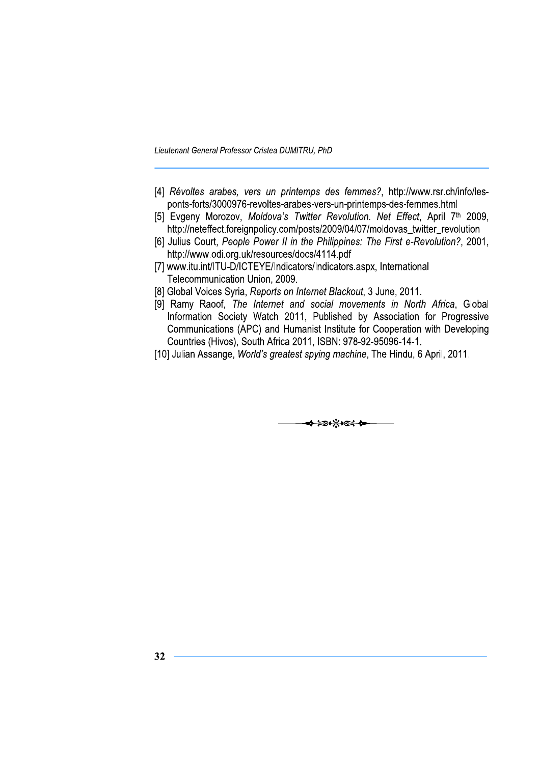[4] *Révoltes arabes, vers un printemps des femmes?*, http://www.rsr.ch/info/les-ponts-forts/3000976-revoltes-arabes-vers-un-printemps-des-femmes.html

[5] Evgeny Morozov, *Moldova's Twitter Revolution. Net Effect*, April 7th 2009, http://neteffect.foreignpolicy.com/posts/2009/04/07/moldovas_twitter_revolution

[6] Julius Court, *People Power II in the Philippines: The First e-Revolution?*, 2001, http://www.odi.org.uk/resources/docs/4114.pdf

[7] www.itu.int/ITU-D/ICTEYE/Indicators/Indicators.aspx, International Telecommunication Union, 2009.

[8] Global Voices Syria, *Reports on Internet Blackout*, 3 June, 2011.

[9] Ramy Raoof, *The Internet and social movements in North Africa*, Global Information Society Watch 2011, Published by Association for Progressive Communications (APC) and Humanist Institute for Cooperation with Developing Countries (Hivos), South Africa 2011, ISBN: 978-92-95096-14-1.

[10] Julian Assange, *World's greatest spying machine*, The Hindu, 6 April, 2011.